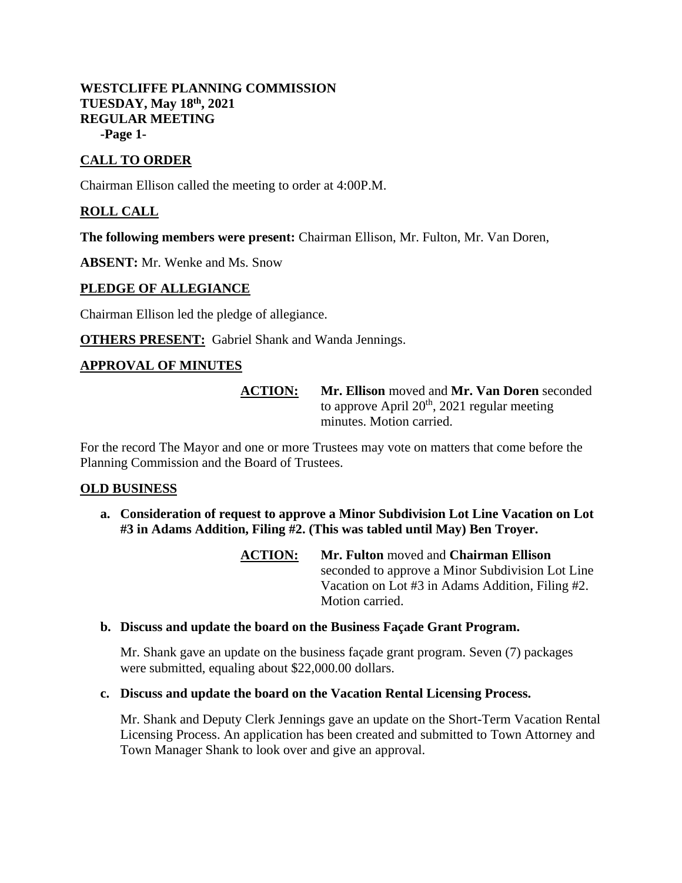**WESTCLIFFE PLANNING COMMISSION**
**TUESDAY, May 18th, 2021**
**REGULAR MEETING**

## CALL TO ORDER

Chairman Ellison called the meeting to order at 4:00P.M.

## ROLL CALL

**The following members were present:** Chairman Ellison, Mr. Fulton, Mr. Van Doren,

**ABSENT:** Mr. Wenke and Ms. Snow

## PLEDGE OF ALLEGIANCE

Chairman Ellison led the pledge of allegiance.

**OTHERS PRESENT:** Gabriel Shank and Wanda Jennings.

## APPROVAL OF MINUTES

**ACTION:** **Mr. Ellison** moved and **Mr. Van Doren** seconded to approve April 20th, 2021 regular meeting minutes. Motion carried.

For the record The Mayor and one or more Trustees may vote on matters that come before the Planning Commission and the Board of Trustees.

## OLD BUSINESS

**a. Consideration of request to approve a Minor Subdivision Lot Line Vacation on Lot #3 in Adams Addition, Filing #2. (This was tabled until May) Ben Troyer.**

**ACTION:** **Mr. Fulton** moved and **Chairman Ellison** seconded to approve a Minor Subdivision Lot Line Vacation on Lot #3 in Adams Addition, Filing #2. Motion carried.

**b. Discuss and update the board on the Business Façade Grant Program.**

Mr. Shank gave an update on the business façade grant program. Seven (7) packages were submitted, equaling about $22,000.00 dollars.

**c. Discuss and update the board on the Vacation Rental Licensing Process.**

Mr. Shank and Deputy Clerk Jennings gave an update on the Short-Term Vacation Rental Licensing Process. An application has been created and submitted to Town Attorney and Town Manager Shank to look over and give an approval.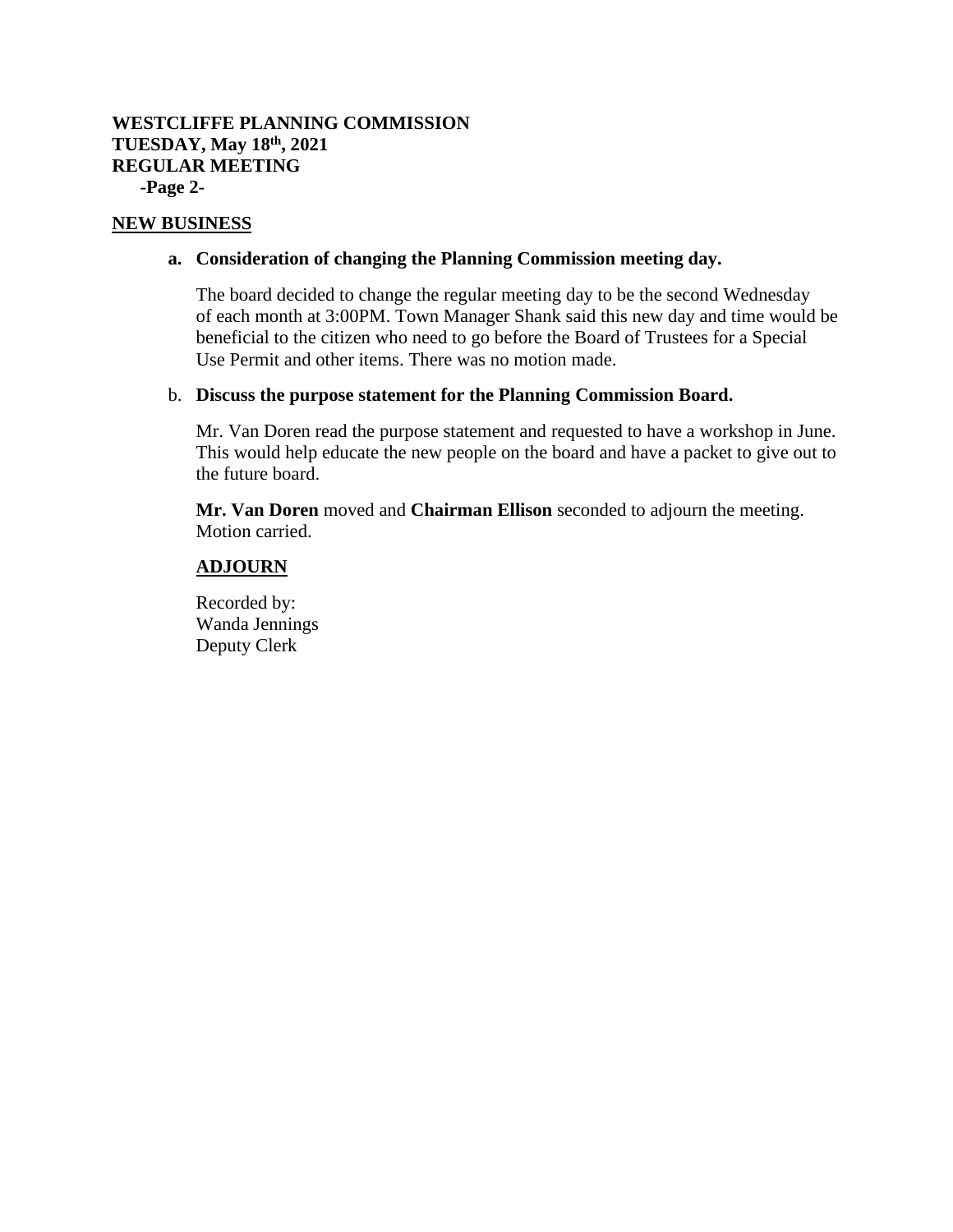**WESTCLIFFE PLANNING COMMISSION**
**TUESDAY, May 18th, 2021**
**REGULAR MEETING**
**-Page 2-**

## NEW BUSINESS

**a. Consideration of changing the Planning Commission meeting day.**

The board decided to change the regular meeting day to be the second Wednesday of each month at 3:00PM. Town Manager Shank said this new day and time would be beneficial to the citizen who need to go before the Board of Trustees for a Special Use Permit and other items. There was no motion made.

b. **Discuss the purpose statement for the Planning Commission Board.**

Mr. Van Doren read the purpose statement and requested to have a workshop in June. This would help educate the new people on the board and have a packet to give out to the future board.

**Mr. Van Doren** moved and **Chairman Ellison** seconded to adjourn the meeting. Motion carried.

## ADJOURN

Recorded by:
Wanda Jennings
Deputy Clerk